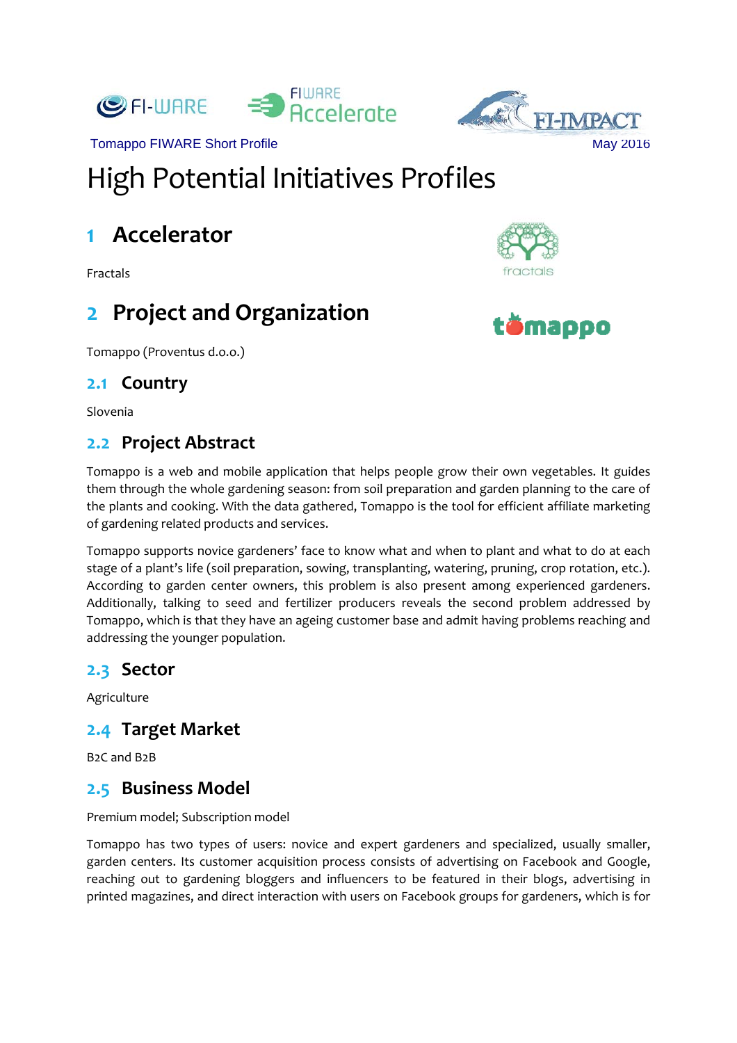Tomappo FIWARE Short Profile

May 2016

# High Potential Initiatives Profiles

## 1 Accelerator

Fractals

## 2 Project and Organization

Tomappo (Proventus d.o.o.)

### 2.1 Country

Slovenia

### 2.2 Project Abstract

Tomappo is a web and mobile application that helps people grow their own vegetables. It guides them through the whole gardening season: from soil preparation and garden planning to the care of the plants and cooking. With the data gathered, Tomappo is the tool for efficient affiliate marketing of gardening related products and services.

Tomappo supports novice gardeners' face to know what and when to plant and what to do at each stage of a plant's life (soil preparation, sowing, transplanting, watering, pruning, crop rotation, etc.). According to garden center owners, this problem is also present among experienced gardeners. Additionally, talking to seed and fertilizer producers reveals the second problem addressed by Tomappo, which is that they have an ageing customer base and admit having problems reaching and addressing the younger population.

### 2.3 Sector

Agriculture

### 2.4 Target Market

B2C and B2B

### 2.5 Business Model

Premium model; Subscription model

Tomappo has two types of users: novice and expert gardeners and specialized, usually smaller, garden centers. Its customer acquisition process consists of advertising on Facebook and Google, reaching out to gardening bloggers and influencers to be featured in their blogs, advertising in printed magazines, and direct interaction with users on Facebook groups for gardeners, which is for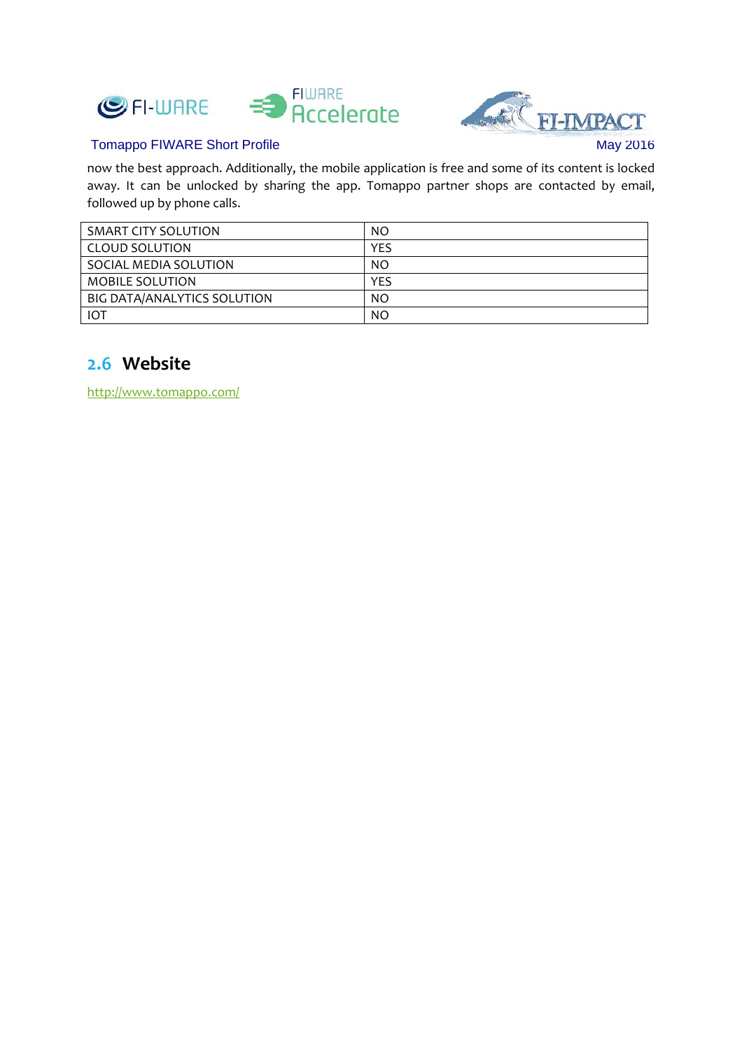now the best approach. Additionally, the mobile application is free and some of its content is locked away. It can be unlocked by sharing the app. Tomappo partner shops are contacted by email, followed up by phone calls.

| | |
|---|---|
| SMART CITY SOLUTION | NO |
| CLOUD SOLUTION | YES |
| SOCIAL MEDIA SOLUTION | NO |
| MOBILE SOLUTION | YES |
| BIG DATA/ANALYTICS SOLUTION | NO |
| IOT | NO |

## 2.6 Website

http://www.tomappo.com/